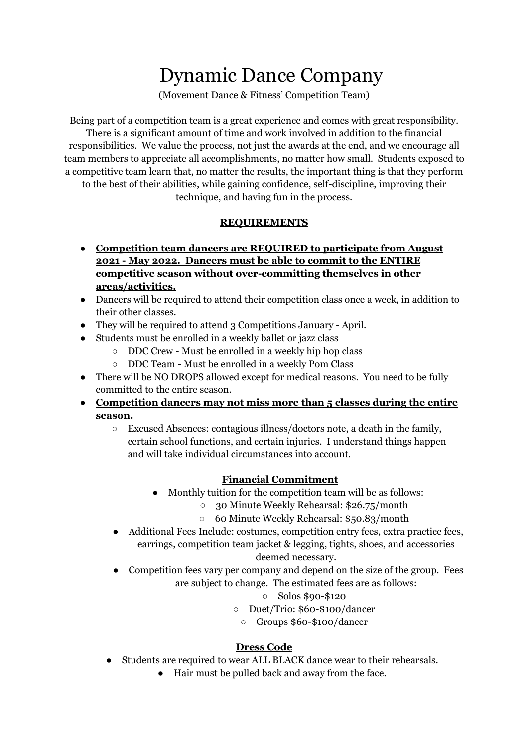# Dynamic Dance Company

(Movement Dance & Fitness' Competition Team)

Being part of a competition team is a great experience and comes with great responsibility. There is a significant amount of time and work involved in addition to the financial responsibilities. We value the process, not just the awards at the end, and we encourage all team members to appreciate all accomplishments, no matter how small. Students exposed to a competitive team learn that, no matter the results, the important thing is that they perform to the best of their abilities, while gaining confidence, self-discipline, improving their technique, and having fun in the process.

## REQUIREMENTS

- **Competition team dancers are REQUIRED to participate from August 2021 - May 2022. Dancers must be able to commit to the ENTIRE competitive season without over-committing themselves in other areas/activities.**
- Dancers will be required to attend their competition class once a week, in addition to their other classes.
- They will be required to attend 3 Competitions January - April.
- Students must be enrolled in a weekly ballet or jazz class
  - DDC Crew - Must be enrolled in a weekly hip hop class
  - DDC Team - Must be enrolled in a weekly Pom Class
- There will be NO DROPS allowed except for medical reasons. You need to be fully committed to the entire season.
- **Competition dancers may not miss more than 5 classes during the entire season.**
  - Excused Absences: contagious illness/doctors note, a death in the family, certain school functions, and certain injuries. I understand things happen and will take individual circumstances into account.

## Financial Commitment

- Monthly tuition for the competition team will be as follows:
  - 30 Minute Weekly Rehearsal: $26.75/month
  - 60 Minute Weekly Rehearsal: $50.83/month
- Additional Fees Include: costumes, competition entry fees, extra practice fees, earrings, competition team jacket & legging, tights, shoes, and accessories deemed necessary.
- Competition fees vary per company and depend on the size of the group. Fees are subject to change. The estimated fees are as follows:
  - Solos $90-$120
  - Duet/Trio: $60-$100/dancer
  - Groups $60-$100/dancer

## Dress Code

- Students are required to wear ALL BLACK dance wear to their rehearsals.
- Hair must be pulled back and away from the face.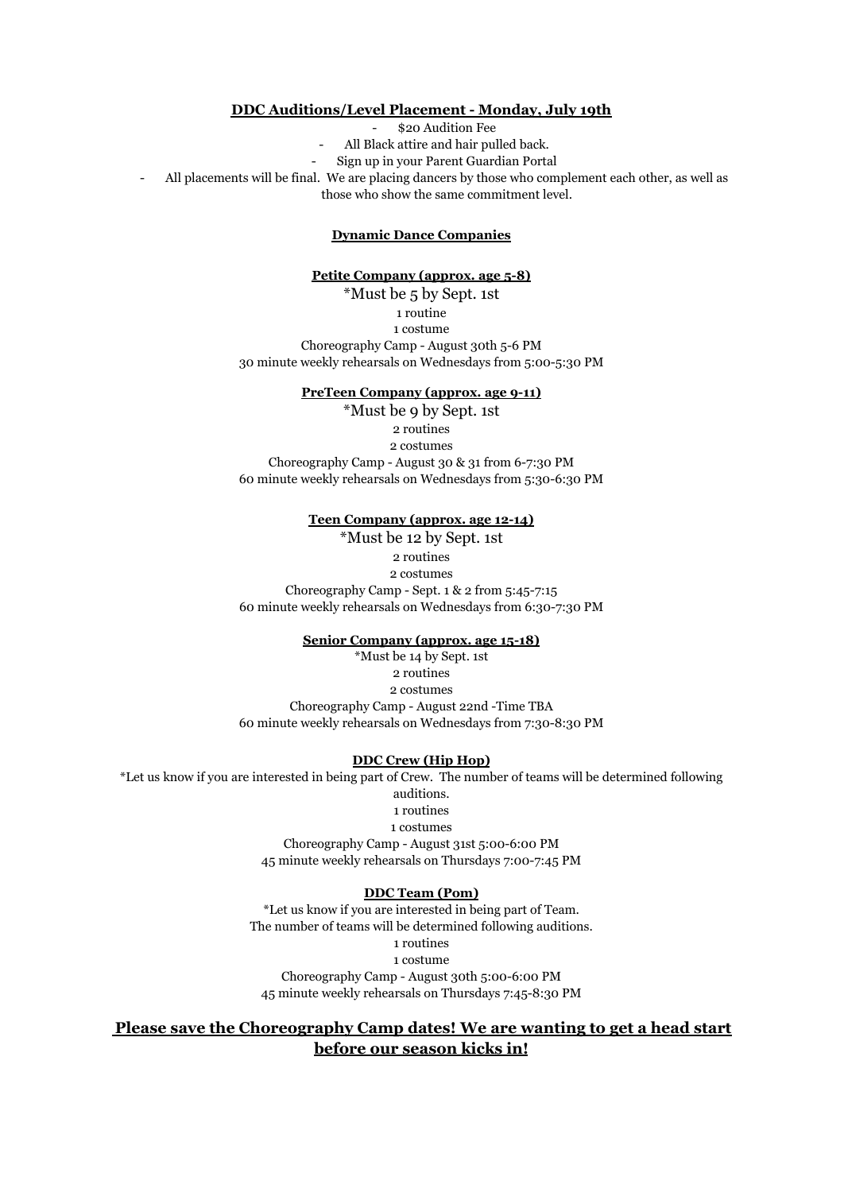## DDC Auditions/Level Placement - Monday, July 19th

- $20 Audition Fee
- All Black attire and hair pulled back.
- Sign up in your Parent Guardian Portal
- All placements will be final. We are placing dancers by those who complement each other, as well as those who show the same commitment level.

### Dynamic Dance Companies

**Petite Company (approx. age 5-8)**

*Must be 5 by Sept. 1st
1 routine
1 costume
Choreography Camp - August 30th 5-6 PM
30 minute weekly rehearsals on Wednesdays from 5:00-5:30 PM

**PreTeen Company (approx. age 9-11)**

*Must be 9 by Sept. 1st
2 routines
2 costumes
Choreography Camp - August 30 & 31 from 6-7:30 PM
60 minute weekly rehearsals on Wednesdays from 5:30-6:30 PM

**Teen Company (approx. age 12-14)**

*Must be 12 by Sept. 1st
2 routines
2 costumes
Choreography Camp - Sept. 1 & 2 from 5:45-7:15
60 minute weekly rehearsals on Wednesdays from 6:30-7:30 PM

**Senior Company (approx. age 15-18)**

*Must be 14 by Sept. 1st
2 routines
2 costumes
Choreography Camp - August 22nd -Time TBA
60 minute weekly rehearsals on Wednesdays from 7:30-8:30 PM

**DDC Crew (Hip Hop)**

*Let us know if you are interested in being part of Crew. The number of teams will be determined following auditions.
1 routines
1 costumes
Choreography Camp - August 31st 5:00-6:00 PM
45 minute weekly rehearsals on Thursdays 7:00-7:45 PM

**DDC Team (Pom)**

*Let us know if you are interested in being part of Team.
The number of teams will be determined following auditions.
1 routines
1 costume
Choreography Camp - August 30th 5:00-6:00 PM
45 minute weekly rehearsals on Thursdays 7:45-8:30 PM

## Please save the Choreography Camp dates! We are wanting to get a head start before our season kicks in!